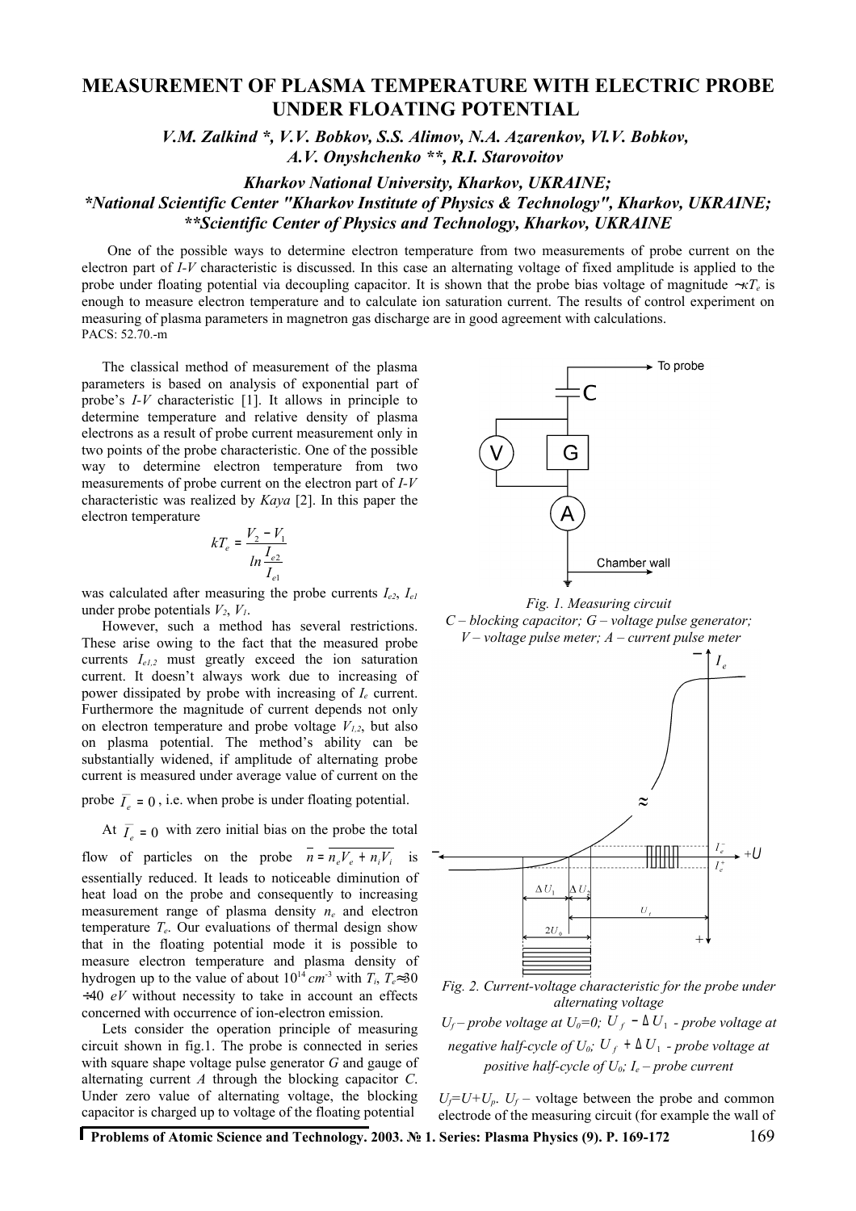# MEASUREMENT OF PLASMA TEMPERATURE WITH ELECTRIC PROBE UNDER FLOATING POTENTIAL

*V.M. Zalkind \*, V.V. Bobkov, S.S. Alimov, N.A. Azarenkov, Vl.V. Bobkov, A.V. Onyshchenko \*\*, R.I. Starovoitov*

*Kharkov National University, Kharkov, UKRAINE;*
*\*National Scientific Center "Kharkov Institute of Physics & Technology", Kharkov, UKRAINE;*
*\*\*Scientific Center of Physics and Technology, Kharkov, UKRAINE*

One of the possible ways to determine electron temperature from two measurements of probe current on the electron part of *I-V* characteristic is discussed. In this case an alternating voltage of fixed amplitude is applied to the probe under floating potential via decoupling capacitor. It is shown that the probe bias voltage of magnitude $\sim\kappa T_e$ is enough to measure electron temperature and to calculate ion saturation current. The results of control experiment on measuring of plasma parameters in magnetron gas discharge are in good agreement with calculations.

PACS: 52.70.-m

The classical method of measurement of the plasma parameters is based on analysis of exponential part of probe's *I-V* characteristic [1]. It allows in principle to determine temperature and relative density of plasma electrons as a result of probe current measurement only in two points of the probe characteristic. One of the possible way to determine electron temperature from two measurements of probe current on the electron part of *I-V* characteristic was realized by *Kaya* [2]. In this paper the electron temperature

$$kT_e = \frac{V_2 - V_1}{ln\dfrac{I_{e2}}{I_{e1}}}$$

was calculated after measuring the probe currents $I_{e2}$, $I_{e1}$ under probe potentials $V_2$, $V_1$.

However, such a method has several restrictions. These arise owing to the fact that the measured probe currents $I_{e1,2}$ must greatly exceed the ion saturation current. It doesn't always work due to increasing of power dissipated by probe with increasing of $I_e$ current. Furthermore the magnitude of current depends not only on electron temperature and probe voltage $V_{1,2}$, but also on plasma potential. The method's ability can be substantially widened, if amplitude of alternating probe current is measured under average value of current on the probe $\overline{I_e} = 0$, i.e. when probe is under floating potential.

At $\overline{I_e} = 0$ with zero initial bias on the probe the total flow of particles on the probe $\overline{n} = \overline{n_e V_e + n_i V_i}$ is essentially reduced. It leads to noticeable diminution of heat load on the probe and consequently to increasing measurement range of plasma density $n_e$ and electron temperature $T_e$. Our evaluations of thermal design show that in the floating potential mode it is possible to measure electron temperature and plasma density of hydrogen up to the value of about $10^{14}\ cm^{-3}$ with $T_i, T_e \approx 30 \div 40\ eV$ without necessity to take in account an effects concerned with occurrence of ion-electron emission.

Lets consider the operation principle of measuring circuit shown in fig.1. The probe is connected in series with square shape voltage pulse generator *G* and gauge of alternating current *A* through the blocking capacitor *C*. Under zero value of alternating voltage, the blocking capacitor is charged up to voltage of the floating potential

*Fig. 1. Measuring circuit*
*C – blocking capacitor; G – voltage pulse generator; V – voltage pulse meter; A – current pulse meter*

*Fig. 2. Current-voltage characteristic for the probe under alternating voltage*
*$U_f$ – probe voltage at $U_0$=0; $U_f - \Delta U_1$ - probe voltage at negative half-cycle of $U_0$; $U_f + \Delta U_1$ - probe voltage at positive half-cycle of $U_0$; $I_e$ – probe current*

$U_f$=$U$+$U_p$. $U_f$ – voltage between the probe and common electrode of the measuring circuit (for example the wall of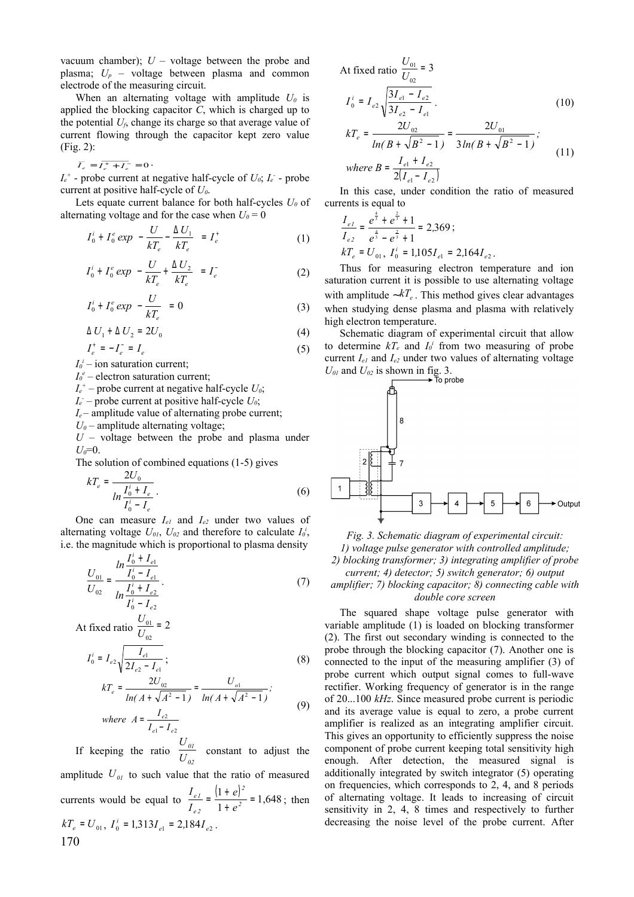vacuum chamber); $U$ – voltage between the probe and plasma; $U_p$ – voltage between plasma and common electrode of the measuring circuit.

When an alternating voltage with amplitude $U_0$ is applied the blocking capacitor $C$, which is charged up to the potential $U_f$, change its charge so that average value of current flowing through the capacitor kept zero value (Fig. 2):

$$\overline{I_e} = \overline{I_e^+ + I_e^-} = 0 \cdot$$

$I_e^+$ - probe current at negative half-cycle of $U_0$; $I_e^-$ - probe current at positive half-cycle of $U_0$.

Lets equate current balance for both half-cycles $U_0$ of alternating voltage and for the case when $U_0 = 0$

$$I_0^i + I_0^e \exp\left(-\frac{U}{kT_e} - \frac{\Delta U_1}{kT_e}\right) = I_e^+ \tag{1}$$

$$I_0^i + I_0^e \exp\left(-\frac{U}{kT_e} + \frac{\Delta U_2}{kT_e}\right) = I_e^- \tag{2}$$

$$I_0^i + I_0^e \exp\left(-\frac{U}{kT_e}\right) = 0 \tag{3}$$

$$\Delta U_1 + \Delta U_2 = 2U_0 \tag{4}$$

$$I_e^+ = -I_e^- = I_e \tag{5}$$

$I_0^i$ – ion saturation current;
$I_0^e$ – electron saturation current;
$I_e^+$ – probe current at negative half-cycle $U_0$;
$I_e^-$ – probe current at positive half-cycle $U_0$;
$I_e$ – amplitude value of alternating probe current;
$U_0$ – amplitude alternating voltage;
$U$ – voltage between the probe and plasma under $U_0$=0.

The solution of combined equations (1-5) gives

$$kT_e = \frac{2U_0}{\ln\dfrac{I_0^i + I_e}{I_0^i - I_e}}. \tag{6}$$

One can measure $I_{e1}$ and $I_{e2}$ under two values of alternating voltage $U_{01}$, $U_{02}$ and therefore to calculate $I_0^i$, i.e. the magnitude which is proportional to plasma density

$$\frac{U_{01}}{U_{02}} = \frac{\ln\dfrac{I_0^i + I_{e1}}{I_0^i - I_{e1}}}{\ln\dfrac{I_0^i + I_{e2}}{I_0^i - I_{e2}}}. \tag{7}$$

At fixed ratio $\dfrac{U_{01}}{U_{02}} = 2$

$$I_0^i = I_{e2}\sqrt{\frac{I_{e1}}{2I_{e2} - I_{e1}}}; \tag{8}$$

$$kT_e = \frac{2U_{02}}{\ln(A + \sqrt{A^2 - 1})} = \frac{U_{o1}}{\ln(A + \sqrt{A^2 - 1})}; \quad \text{where } A = \frac{I_{e2}}{I_{e1} - I_{e2}} \tag{9}$$

If keeping the ratio $\dfrac{U_{01}}{U_{02}}$ constant to adjust the amplitude $U_{01}$ to such value that the ratio of measured currents would be equal to $\dfrac{I_{e1}}{I_{e2}} = \dfrac{(1+e)^2}{1+e^2} = 1{,}648$; then $kT_e = U_{01}$, $I_0^i = 1{,}313 I_{e1} = 2{,}184 I_{e2}$.

At fixed ratio $\dfrac{U_{01}}{U_{02}} = 3$

$$I_0^i = I_{e2}\sqrt{\frac{3I_{e1} - I_{e2}}{3I_{e2} - I_{e1}}}. \tag{10}$$

$$kT_e = \frac{2U_{02}}{\ln(B + \sqrt{B^2 - 1})} = \frac{2U_{01}}{3\ln(B + \sqrt{B^2 - 1})}; \quad \text{where } B = \frac{I_{e1} + I_{e2}}{2(I_{e1} - I_{e2})} \tag{11}$$

In this case, under condition the ratio of measured currents is equal to

$$\frac{I_{e1}}{I_{e2}} = \frac{e^{\frac{4}{3}} + e^{\frac{2}{3}} + 1}{e^{\frac{4}{3}} - e^{\frac{2}{3}} + 1} = 2{,}369;$$

$$kT_e = U_{01}, \; I_0^i = 1{,}105 I_{e1} = 2{,}164 I_{e2}.$$

Thus for measuring electron temperature and ion saturation current it is possible to use alternating voltage with amplitude $\sim kT_e$. This method gives clear advantages when studying dense plasma and plasma with relatively high electron temperature.

Schematic diagram of experimental circuit that allow to determine $kT_e$ and $I_0^i$ from two measuring of probe current $I_{e1}$ and $I_{e2}$ under two values of alternating voltage $U_{01}$ and $U_{02}$ is shown in fig. 3.

*Fig. 3. Schematic diagram of experimental circuit: 1) voltage pulse generator with controlled amplitude; 2) blocking transformer; 3) integrating amplifier of probe current; 4) detector; 5) switch generator; 6) output amplifier; 7) blocking capacitor; 8) connecting cable with double core screen*

The squared shape voltage pulse generator with variable amplitude (1) is loaded on blocking transformer (2). The first out secondary winding is connected to the probe through the blocking capacitor (7). Another one is connected to the input of the measuring amplifier (3) of probe current which output signal comes to full-wave rectifier. Working frequency of generator is in the range of 20...100 *kHz*. Since measured probe current is periodic and its average value is equal to zero, a probe current amplifier is realized as an integrating amplifier circuit. This gives an opportunity to efficiently suppress the noise component of probe current keeping total sensitivity high enough. After detection, the measured signal is additionally integrated by switch integrator (5) operating on frequencies, which corresponds to 2, 4, and 8 periods of alternating voltage. It leads to increasing of circuit sensitivity in 2, 4, 8 times and respectively to further decreasing the noise level of the probe current. After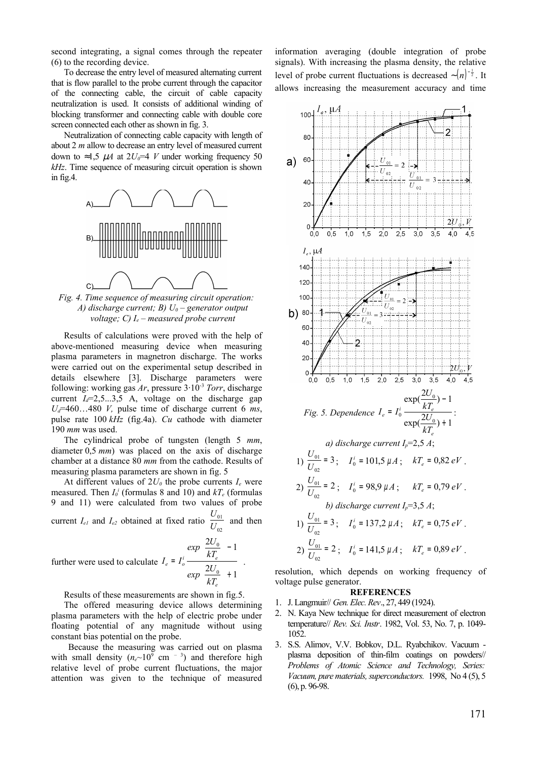second integrating, a signal comes through the repeater (6) to the recording device.

To decrease the entry level of measured alternating current that is flow parallel to the probe current through the capacitor of the connecting cable, the circuit of cable capacity neutralization is used. It consists of additional winding of blocking transformer and connecting cable with double core screen connected each other as shown in fig. 3.

Neutralization of connecting cable capacity with length of about 2 *m* allow to decrease an entry level of measured current down to ≈1,5 *μA* at $2U_0$=4 *V* under working frequency 50 *kHz*. Time sequence of measuring circuit operation is shown in fig.4.

*Fig. 4. Time sequence of measuring circuit operation: A) discharge current; B) $U_0$ – generator output voltage; C) $I_e$ – measured probe current*

Results of calculations were proved with the help of above-mentioned measuring device when measuring plasma parameters in magnetron discharge. The works were carried out on the experimental setup described in details elsewhere [3]. Discharge parameters were following: working gas *Ar*, pressure $3 \cdot 10^{-3}$ *Torr*, discharge current $I_d$=2,5...3,5 A, voltage on the discharge gap $U_d$=460…480 *V*, pulse time of discharge current 6 *ms*, pulse rate 100 *kHz* (fig.4a). *Cu* cathode with diameter 190 *mm* was used.

The cylindrical probe of tungsten (length 5 *mm*, diameter 0,5 *mm*) was placed on the axis of discharge chamber at a distance 80 *mm* from the cathode. Results of measuring plasma parameters are shown in fig. 5

At different values of $2U_0$ the probe currents $I_e$ were measured. Then $I_0^i$ (formulas 8 and 10) and $kT_e$ (formulas 9 and 11) were calculated from two values of probe current $I_{e1}$ and $I_{e2}$ obtained at fixed ratio $\frac{U_{01}}{U_{02}}$ and then further were used to calculate $I_e = I_o^i \dfrac{exp\left(\frac{2U_0}{kT_e}\right) - 1}{exp\left(\frac{2U_0}{kT_e}\right) + 1}$.

Results of these measurements are shown in fig.5.

The offered measuring device allows determining plasma parameters with the help of electric probe under floating potential of any magnitude without using constant bias potential on the probe.

Because the measuring was carried out on plasma with small density ($n_e$~$10^9$ cm$^{-3}$) and therefore high relative level of probe current fluctuations, the major attention was given to the technique of measured information averaging (double integration of probe signals). With increasing the plasma density, the relative level of probe current fluctuations is decreased $\sim\langle n\rangle^{-\frac{1}{2}}$. It allows increasing the measurement accuracy and time resolution, which depends on working frequency of voltage pulse generator.

*Fig. 5. Dependence* $I_e = I_0^i \dfrac{\exp(\frac{2U_0}{kT_e}) - 1}{\exp(\frac{2U_0}{kT_e}) + 1}$:

*a) discharge current $I_p$=2,5 A*;

1) $\frac{U_{01}}{U_{02}} = 3$; $I_0^i = 101{,}5\,\mu A$; $kT_e = 0{,}82\,eV$.

2) $\frac{U_{01}}{U_{02}} = 2$; $I_0^i = 98{,}9\,\mu A$; $kT_e = 0{,}79\,eV$.

*b) discharge current $I_p$=3,5 A*;

1) $\frac{U_{01}}{U_{02}} = 3$; $I_0^i = 137{,}2\,\mu A$; $kT_e = 0{,}75\,eV$.

2) $\frac{U_{01}}{U_{02}} = 2$; $I_0^i = 141{,}5\,\mu A$; $kT_e = 0{,}89\,eV$.

## REFERENCES

1. J. Langmuir// *Gen. Elec. Rev*., 27, 449 (1924).
2. N. Kaya New technique for direct measurement of electron temperature// *Rev. Sci. Instr*. 1982, Vol. 53, No. 7, p. 1049-1052.
3. S.S. Alimov, V.V. Bobkov, D.L. Ryabchikov. Vacuum - plasma deposition of thin-film coatings on powders// *Problems of Atomic Science and Technology, Series: Vacuum, pure materials, superconductors.* 1998, No 4 (5), 5 (6), p. 96-98.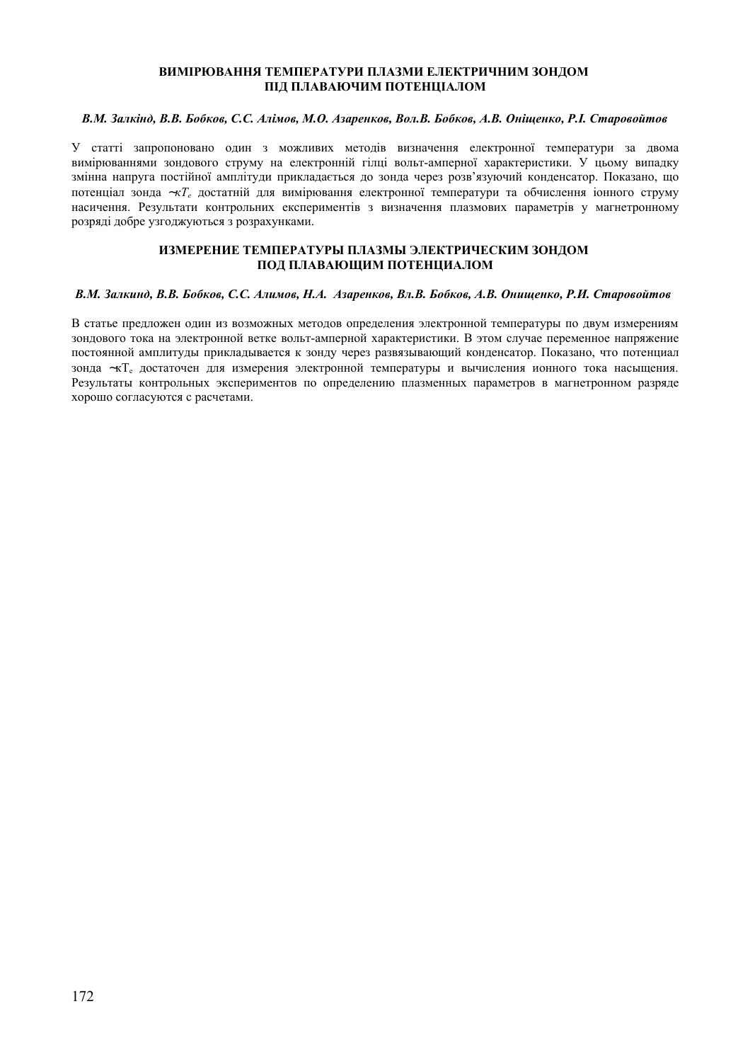## ВИМІРЮВАННЯ ТЕМПЕРАТУРИ ПЛАЗМИ ЕЛЕКТРИЧНИМ ЗОНДОМ ПІД ПЛАВАЮЧИМ ПОТЕНЦІАЛОМ

***В.М. Залкінд, В.В. Бобков, С.С. Алімов, М.О. Азаренков, Вол.В. Бобков, А.В. Оніщенко, Р.І. Старовойтов***

У статті запропоновано один з можливих методів визначення електронної температури за двома вимірюваннями зондового струму на електронній гілці вольт-амперної характеристики. У цьому випадку змінна напруга постійної амплітуди прикладається до зонда через розв'язуючий конденсатор. Показано, що потенціал зонда $\sim\kappa T_e$ достатній для вимірювання електронної температури та обчислення іонного струму насичення. Результати контрольних експериментів з визначення плазмових параметрів у магнетронному розряді добре узгоджуються з розрахунками.

## ИЗМЕРЕНИЕ ТЕМПЕРАТУРЫ ПЛАЗМЫ ЭЛЕКТРИЧЕСКИМ ЗОНДОМ ПОД ПЛАВАЮЩИМ ПОТЕНЦИАЛОМ

***В.М. Залкинд, В.В. Бобков, С.С. Алимов, Н.А. Азаренков, Вл.В. Бобков, А.В. Онищенко, Р.И. Старовойтов***

В статье предложен один из возможных методов определения электронной температуры по двум измерениям зондового тока на электронной ветке вольт-амперной характеристики. В этом случае переменное напряжение постоянной амплитуды прикладывается к зонду через развязывающий конденсатор. Показано, что потенциал зонда $\sim\kappa T_e$ достаточен для измерения электронной температуры и вычисления ионного тока насыщения. Результаты контрольных экспериментов по определению плазменных параметров в магнетронном разряде хорошо согласуются с расчетами.